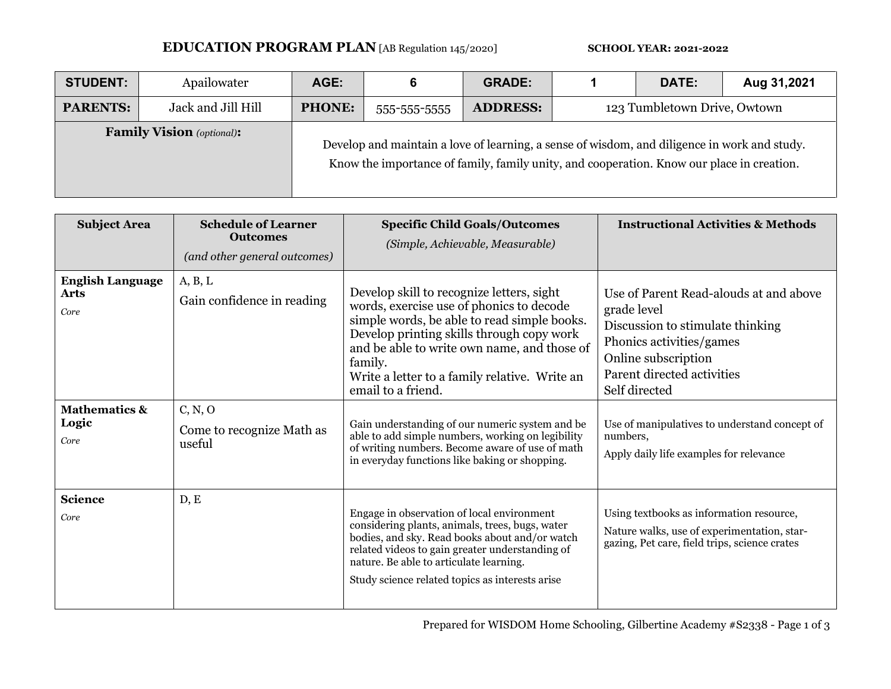# EDUCATION PROGRAM PLAN [AB Regulation 145/2020]

**SCHOOL YEAR: 2021-2022**

| **STUDENT:** | Apailowater | **AGE:** | 6 | **GRADE:** | 1 | **DATE:** | Aug 31,2021 |
|---|---|---|---|---|---|---|---|
| **PARENTS:** | Jack and Jill Hill | **PHONE:** | 555-555-5555 | **ADDRESS:** | 123 Tumbletown Drive, Owtown | | |
| **Family Vision** *(optional)*: | Develop and maintain a love of learning, a sense of wisdom, and diligence in work and study. Know the importance of family, family unity, and cooperation. Know our place in creation. | | | | | | |

| Subject Area | Schedule of Learner Outcomes *(and other general outcomes)* | Specific Child Goals/Outcomes *(Simple, Achievable, Measurable)* | Instructional Activities & Methods |
|---|---|---|---|
| **English Language Arts** *Core* | A, B, L<br>Gain confidence in reading | Develop skill to recognize letters, sight words, exercise use of phonics to decode simple words, be able to read simple books. Develop printing skills through copy work and be able to write own name, and those of family.<br>Write a letter to a family relative. Write an email to a friend. | Use of Parent Read-alouds at and above grade level<br>Discussion to stimulate thinking<br>Phonics activities/games<br>Online subscription<br>Parent directed activities<br>Self directed |
| **Mathematics & Logic** *Core* | C, N, O<br>Come to recognize Math as useful | Gain understanding of our numeric system and be able to add simple numbers, working on legibility of writing numbers. Become aware of use of math in everyday functions like baking or shopping. | Use of manipulatives to understand concept of numbers,<br>Apply daily life examples for relevance |
| **Science** *Core* | D, E | Engage in observation of local environment considering plants, animals, trees, bugs, water bodies, and sky. Read books about and/or watch related videos to gain greater understanding of nature. Be able to articulate learning.<br>Study science related topics as interests arise | Using textbooks as information resource,<br>Nature walks, use of experimentation, star-gazing, Pet care, field trips, science crates |

Prepared for WISDOM Home Schooling, Gilbertine Academy #S2338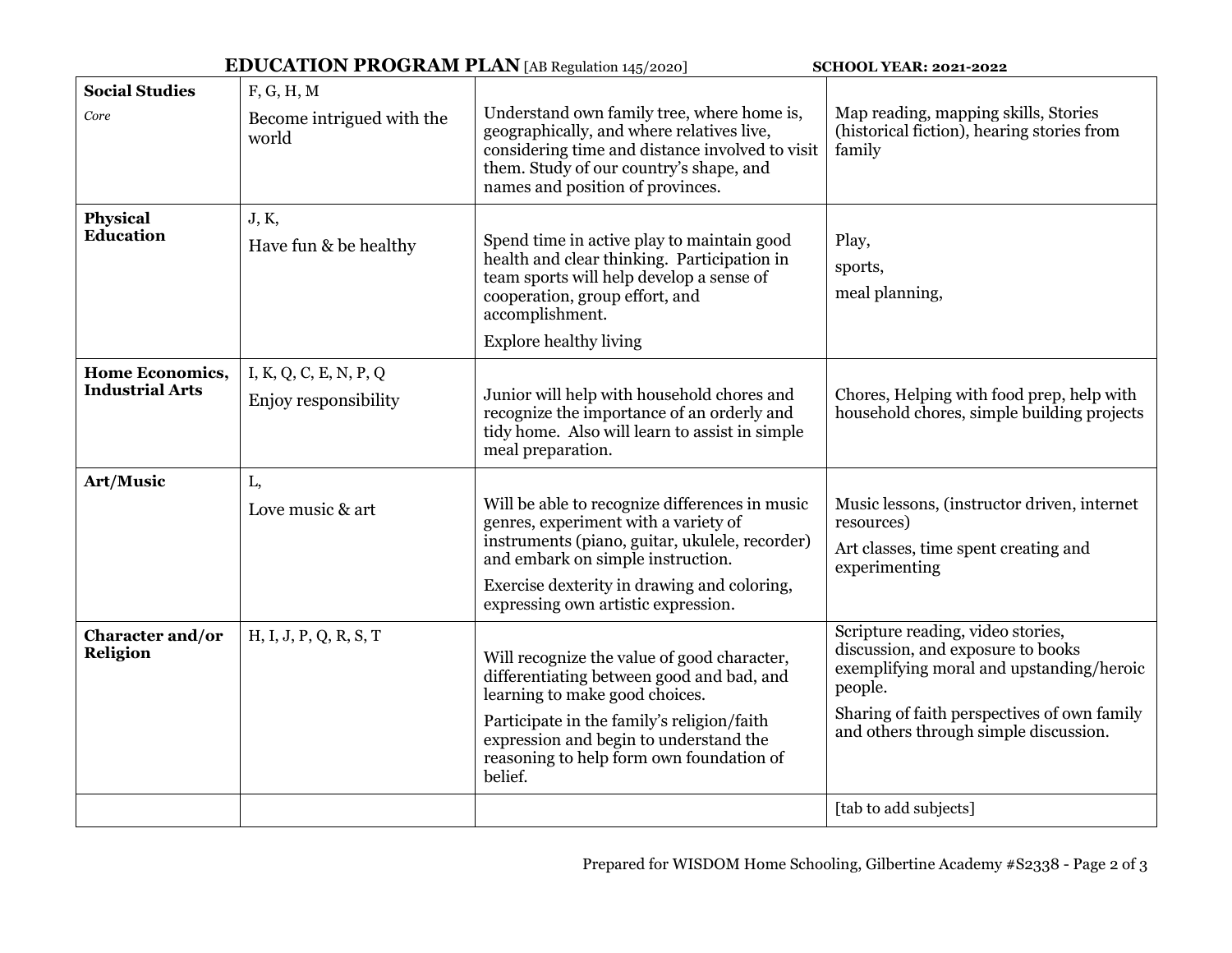**EDUCATION PROGRAM PLAN** [AB Regulation 145/2020] **SCHOOL YEAR: 2021-2022**

| | | | |
|---|---|---|---|
| **Social Studies**<br>*Core* | F, G, H, M<br>Become intrigued with the world | Understand own family tree, where home is, geographically, and where relatives live, considering time and distance involved to visit them. Study of our country's shape, and names and position of provinces. | Map reading, mapping skills, Stories (historical fiction), hearing stories from family |
| **Physical Education** | J, K,<br>Have fun & be healthy | Spend time in active play to maintain good health and clear thinking. Participation in team sports will help develop a sense of cooperation, group effort, and accomplishment.<br>Explore healthy living | Play,<br>sports,<br>meal planning, |
| **Home Economics, Industrial Arts** | I, K, Q, C, E, N, P, Q<br>Enjoy responsibility | Junior will help with household chores and recognize the importance of an orderly and tidy home. Also will learn to assist in simple meal preparation. | Chores, Helping with food prep, help with household chores, simple building projects |
| **Art/Music** | L,<br>Love music & art | Will be able to recognize differences in music genres, experiment with a variety of instruments (piano, guitar, ukulele, recorder) and embark on simple instruction.<br>Exercise dexterity in drawing and coloring, expressing own artistic expression. | Music lessons, (instructor driven, internet resources)<br>Art classes, time spent creating and experimenting |
| **Character and/or Religion** | H, I, J, P, Q, R, S, T | Will recognize the value of good character, differentiating between good and bad, and learning to make good choices.<br>Participate in the family's religion/faith expression and begin to understand the reasoning to help form own foundation of belief. | Scripture reading, video stories, discussion, and exposure to books exemplifying moral and upstanding/heroic people.<br>Sharing of faith perspectives of own family and others through simple discussion. |
| | | | [tab to add subjects] |

Prepared for WISDOM Home Schooling, Gilbertine Academy #S2338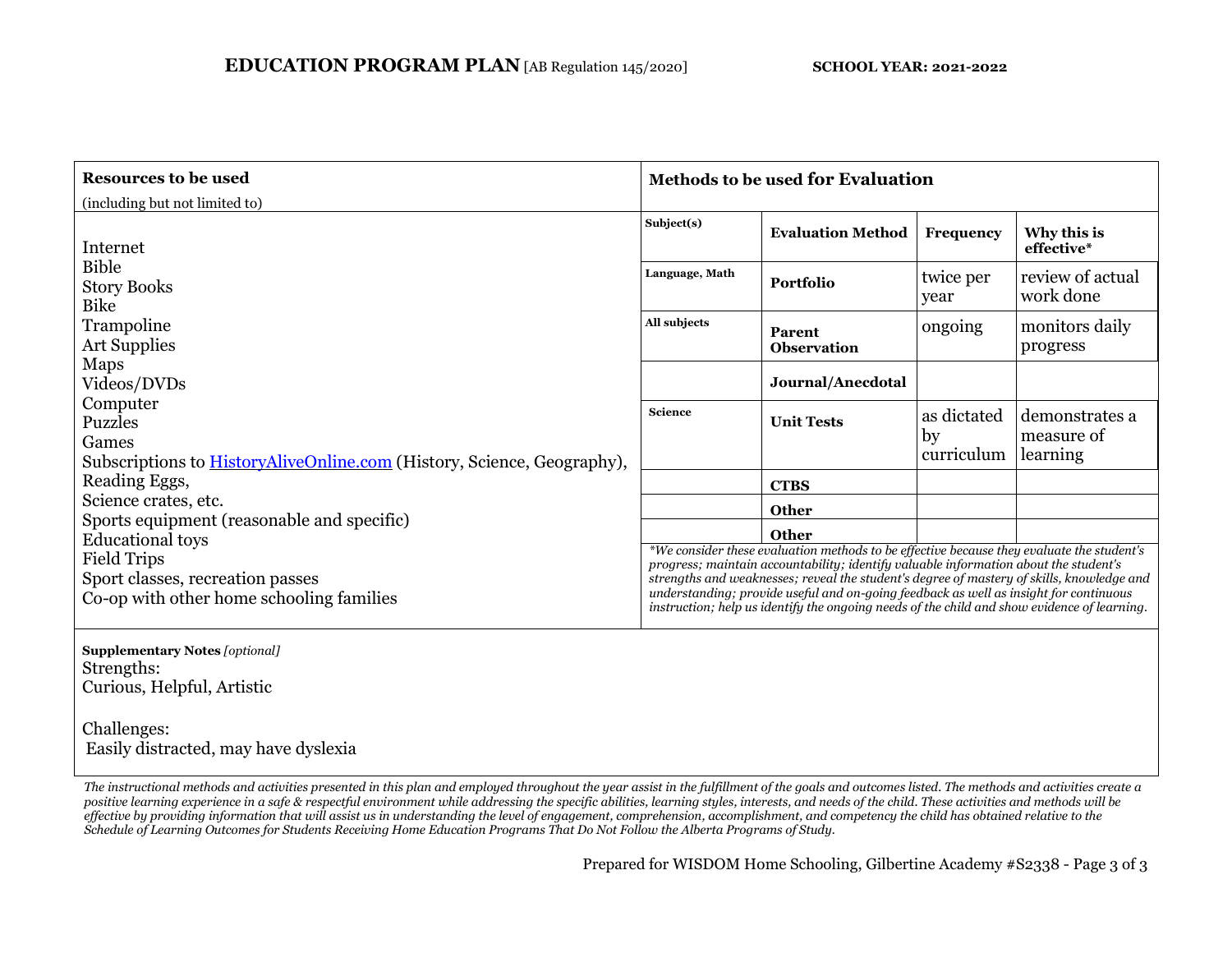**EDUCATION PROGRAM PLAN** [AB Regulation 145/2020] **SCHOOL YEAR: 2021-2022**

**Resources to be used**

(including but not limited to)

Internet
Bible
Story Books
Bike
Trampoline
Art Supplies
Maps
Videos/DVDs
Computer
Puzzles
Games
Subscriptions to HistoryAliveOnline.com (History, Science, Geography),
Reading Eggs,
Science crates, etc.
Sports equipment (reasonable and specific)
Educational toys
Field Trips
Sport classes, recreation passes
Co-op with other home schooling families

**Methods to be used for Evaluation**

| Subject(s) | Evaluation Method | Frequency | Why this is effective* |
|---|---|---|---|
| Language, Math | **Portfolio** | twice per year | review of actual work done |
| All subjects | **Parent Observation** | ongoing | monitors daily progress |
| | **Journal/Anecdotal** | | |
| Science | **Unit Tests** | as dictated by curriculum | demonstrates a measure of learning |
| | **CTBS** | | |
| | **Other** | | |
| | **Other** | | |

*\*We consider these evaluation methods to be effective because they evaluate the student's progress; maintain accountability; identify valuable information about the student's strengths and weaknesses; reveal the student's degree of mastery of skills, knowledge and understanding; provide useful and on-going feedback as well as insight for continuous instruction; help us identify the ongoing needs of the child and show evidence of learning.*

**Supplementary Notes** *[optional]*

Strengths:
Curious, Helpful, Artistic

Challenges:
Easily distracted, may have dyslexia

*The instructional methods and activities presented in this plan and employed throughout the year assist in the fulfillment of the goals and outcomes listed. The methods and activities create a positive learning experience in a safe & respectful environment while addressing the specific abilities, learning styles, interests, and needs of the child. These activities and methods will be effective by providing information that will assist us in understanding the level of engagement, comprehension, accomplishment, and competency the child has obtained relative to the Schedule of Learning Outcomes for Students Receiving Home Education Programs That Do Not Follow the Alberta Programs of Study.*

Prepared for WISDOM Home Schooling, Gilbertine Academy #S2338